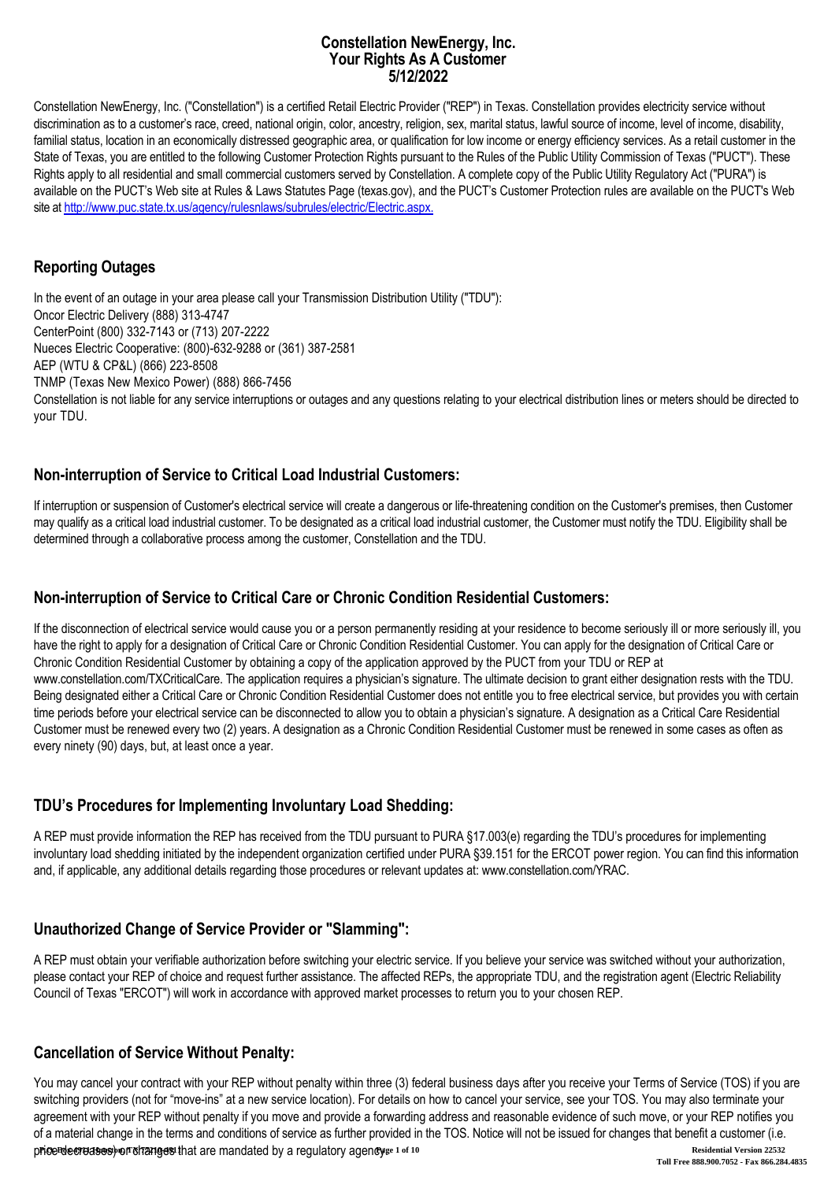# Constellation NewEnergy, Inc.
# Your Rights As A Customer
# 5/12/2022

Constellation NewEnergy, Inc. ("Constellation") is a certified Retail Electric Provider ("REP") in Texas. Constellation provides electricity service without discrimination as to a customer's race, creed, national origin, color, ancestry, religion, sex, marital status, lawful source of income, level of income, disability, familial status, location in an economically distressed geographic area, or qualification for low income or energy efficiency services. As a retail customer in the State of Texas, you are entitled to the following Customer Protection Rights pursuant to the Rules of the Public Utility Commission of Texas ("PUCT"). These Rights apply to all residential and small commercial customers served by Constellation. A complete copy of the Public Utility Regulatory Act ("PURA") is available on the PUCT's Web site at Rules & Laws Statutes Page (texas.gov), and the PUCT's Customer Protection rules are available on the PUCT's Web site at [http://www.puc.state.tx.us/agency/rulesnlaws/subrules/electric/Electric.aspx.](http://www.puc.state.tx.us/agency/rulesnlaws/subrules/electric/Electric.aspx)

## Reporting Outages

In the event of an outage in your area please call your Transmission Distribution Utility ("TDU"):
Oncor Electric Delivery (888) 313-4747
CenterPoint (800) 332-7143 or (713) 207-2222
Nueces Electric Cooperative: (800)-632-9288 or (361) 387-2581
AEP (WTU & CP&L) (866) 223-8508
TNMP (Texas New Mexico Power) (888) 866-7456
Constellation is not liable for any service interruptions or outages and any questions relating to your electrical distribution lines or meters should be directed to your TDU.

## Non-interruption of Service to Critical Load Industrial Customers:

If interruption or suspension of Customer's electrical service will create a dangerous or life-threatening condition on the Customer's premises, then Customer may qualify as a critical load industrial customer. To be designated as a critical load industrial customer, the Customer must notify the TDU. Eligibility shall be determined through a collaborative process among the customer, Constellation and the TDU.

## Non-interruption of Service to Critical Care or Chronic Condition Residential Customers:

If the disconnection of electrical service would cause you or a person permanently residing at your residence to become seriously ill or more seriously ill, you have the right to apply for a designation of Critical Care or Chronic Condition Residential Customer. You can apply for the designation of Critical Care or Chronic Condition Residential Customer by obtaining a copy of the application approved by the PUCT from your TDU or REP at www.constellation.com/TXCriticalCare. The application requires a physician's signature. The ultimate decision to grant either designation rests with the TDU. Being designated either a Critical Care or Chronic Condition Residential Customer does not entitle you to free electrical service, but provides you with certain time periods before your electrical service can be disconnected to allow you to obtain a physician's signature. A designation as a Critical Care Residential Customer must be renewed every two (2) years. A designation as a Chronic Condition Residential Customer must be renewed in some cases as often as every ninety (90) days, but, at least once a year.

## TDU's Procedures for Implementing Involuntary Load Shedding:

A REP must provide information the REP has received from the TDU pursuant to PURA §17.003(e) regarding the TDU's procedures for implementing involuntary load shedding initiated by the independent organization certified under PURA §39.151 for the ERCOT power region. You can find this information and, if applicable, any additional details regarding those procedures or relevant updates at: www.constellation.com/YRAC.

## Unauthorized Change of Service Provider or "Slamming":

A REP must obtain your verifiable authorization before switching your electric service. If you believe your service was switched without your authorization, please contact your REP of choice and request further assistance. The affected REPs, the appropriate TDU, and the registration agent (Electric Reliability Council of Texas "ERCOT") will work in accordance with approved market processes to return you to your chosen REP.

## Cancellation of Service Without Penalty:

You may cancel your contract with your REP without penalty within three (3) federal business days after you receive your Terms of Service (TOS) if you are switching providers (not for "move-ins" at a new service location). For details on how to cancel your service, see your TOS. You may also terminate your agreement with your REP without penalty if you move and provide a forwarding address and reasonable evidence of such move, or your REP notifies you of a material change in the terms and conditions of service as further provided in the TOS. Notice will not be issued for changes that benefit a customer (i.e. price decreases) or changes that are mandated by a regulatory agency.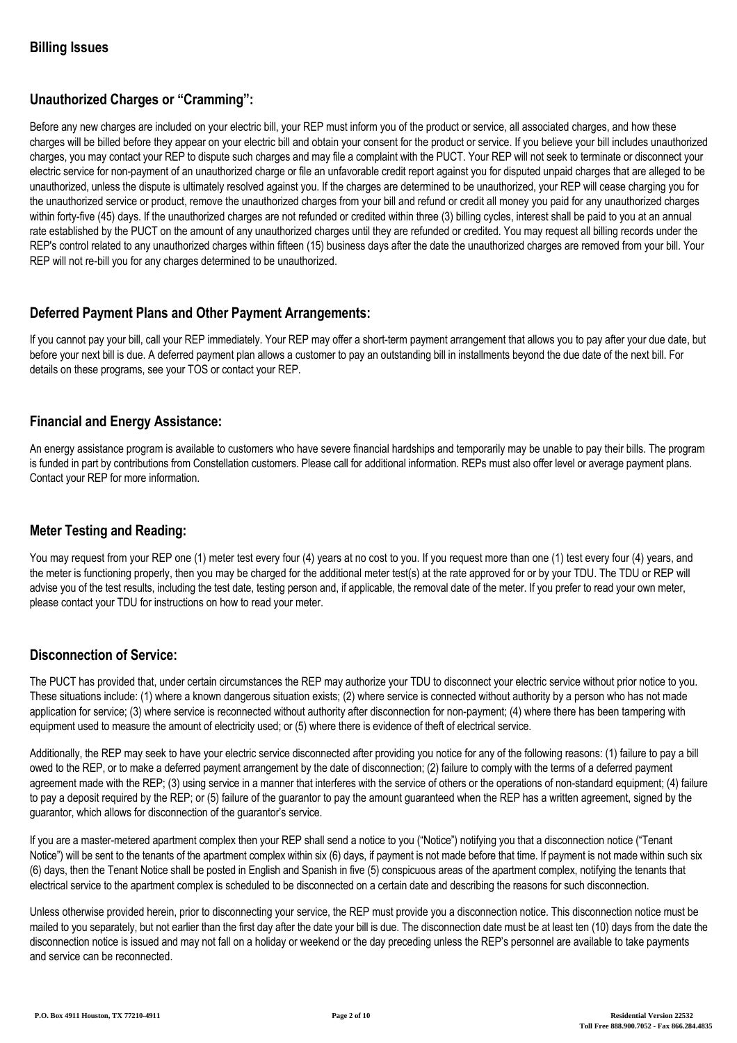## Billing Issues

### Unauthorized Charges or “Cramming”:

Before any new charges are included on your electric bill, your REP must inform you of the product or service, all associated charges, and how these charges will be billed before they appear on your electric bill and obtain your consent for the product or service. If you believe your bill includes unauthorized charges, you may contact your REP to dispute such charges and may file a complaint with the PUCT. Your REP will not seek to terminate or disconnect your electric service for non-payment of an unauthorized charge or file an unfavorable credit report against you for disputed unpaid charges that are alleged to be unauthorized, unless the dispute is ultimately resolved against you. If the charges are determined to be unauthorized, your REP will cease charging you for the unauthorized service or product, remove the unauthorized charges from your bill and refund or credit all money you paid for any unauthorized charges within forty-five (45) days. If the unauthorized charges are not refunded or credited within three (3) billing cycles, interest shall be paid to you at an annual rate established by the PUCT on the amount of any unauthorized charges until they are refunded or credited. You may request all billing records under the REP's control related to any unauthorized charges within fifteen (15) business days after the date the unauthorized charges are removed from your bill. Your REP will not re-bill you for any charges determined to be unauthorized.

### Deferred Payment Plans and Other Payment Arrangements:

If you cannot pay your bill, call your REP immediately. Your REP may offer a short-term payment arrangement that allows you to pay after your due date, but before your next bill is due. A deferred payment plan allows a customer to pay an outstanding bill in installments beyond the due date of the next bill. For details on these programs, see your TOS or contact your REP.

### Financial and Energy Assistance:

An energy assistance program is available to customers who have severe financial hardships and temporarily may be unable to pay their bills. The program is funded in part by contributions from Constellation customers. Please call for additional information. REPs must also offer level or average payment plans. Contact your REP for more information.

### Meter Testing and Reading:

You may request from your REP one (1) meter test every four (4) years at no cost to you. If you request more than one (1) test every four (4) years, and the meter is functioning properly, then you may be charged for the additional meter test(s) at the rate approved for or by your TDU. The TDU or REP will advise you of the test results, including the test date, testing person and, if applicable, the removal date of the meter. If you prefer to read your own meter, please contact your TDU for instructions on how to read your meter.

### Disconnection of Service:

The PUCT has provided that, under certain circumstances the REP may authorize your TDU to disconnect your electric service without prior notice to you. These situations include: (1) where a known dangerous situation exists; (2) where service is connected without authority by a person who has not made application for service; (3) where service is reconnected without authority after disconnection for non-payment; (4) where there has been tampering with equipment used to measure the amount of electricity used; or (5) where there is evidence of theft of electrical service.

Additionally, the REP may seek to have your electric service disconnected after providing you notice for any of the following reasons: (1) failure to pay a bill owed to the REP, or to make a deferred payment arrangement by the date of disconnection; (2) failure to comply with the terms of a deferred payment agreement made with the REP; (3) using service in a manner that interferes with the service of others or the operations of non-standard equipment; (4) failure to pay a deposit required by the REP; or (5) failure of the guarantor to pay the amount guaranteed when the REP has a written agreement, signed by the guarantor, which allows for disconnection of the guarantor’s service.

If you are a master-metered apartment complex then your REP shall send a notice to you (“Notice”) notifying you that a disconnection notice (“Tenant Notice”) will be sent to the tenants of the apartment complex within six (6) days, if payment is not made before that time. If payment is not made within such six (6) days, then the Tenant Notice shall be posted in English and Spanish in five (5) conspicuous areas of the apartment complex, notifying the tenants that electrical service to the apartment complex is scheduled to be disconnected on a certain date and describing the reasons for such disconnection.

Unless otherwise provided herein, prior to disconnecting your service, the REP must provide you a disconnection notice. This disconnection notice must be mailed to you separately, but not earlier than the first day after the date your bill is due. The disconnection date must be at least ten (10) days from the date the disconnection notice is issued and may not fall on a holiday or weekend or the day preceding unless the REP’s personnel are available to take payments and service can be reconnected.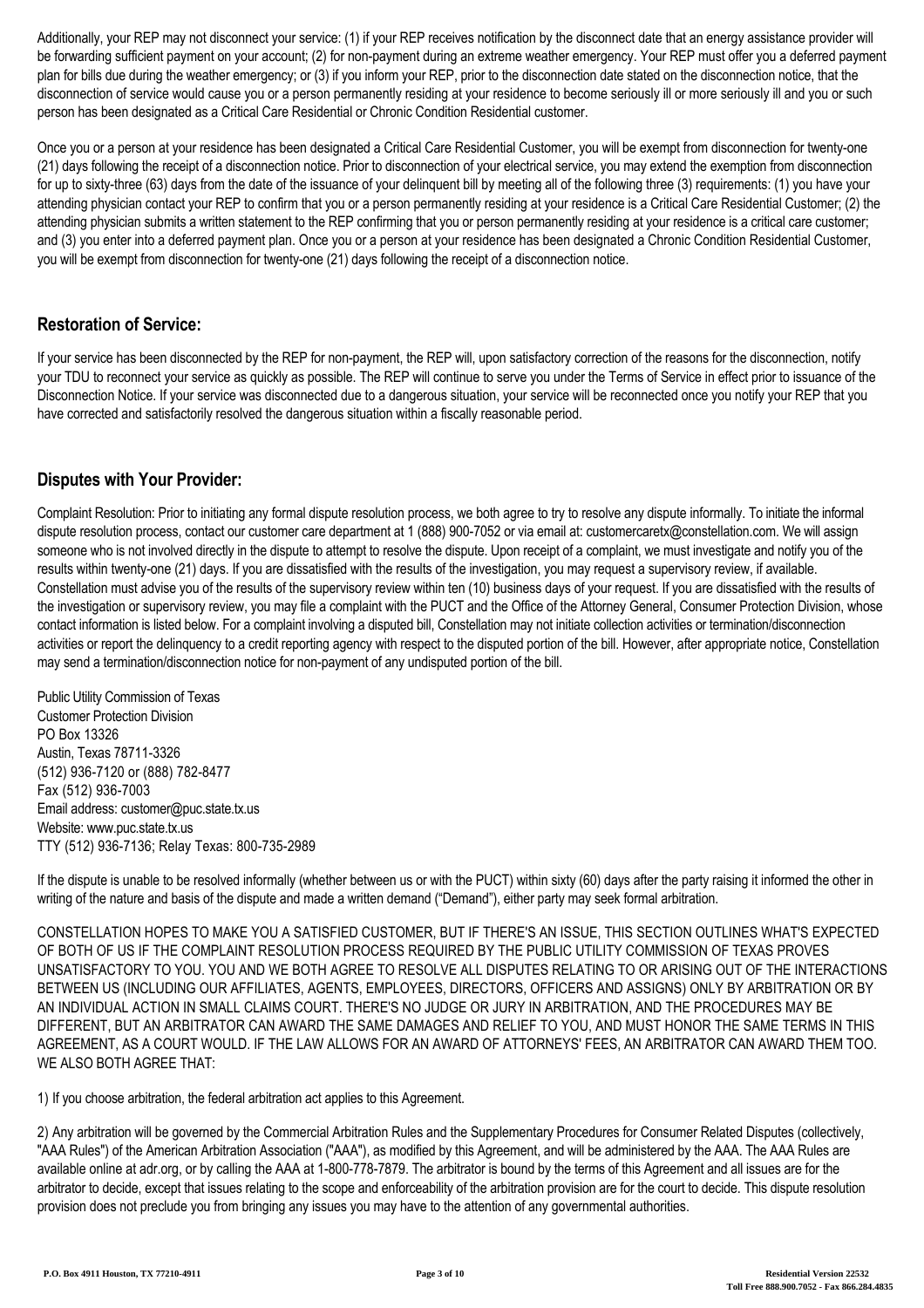Additionally, your REP may not disconnect your service: (1) if your REP receives notification by the disconnect date that an energy assistance provider will be forwarding sufficient payment on your account; (2) for non-payment during an extreme weather emergency. Your REP must offer you a deferred payment plan for bills due during the weather emergency; or (3) if you inform your REP, prior to the disconnection date stated on the disconnection notice, that the disconnection of service would cause you or a person permanently residing at your residence to become seriously ill or more seriously ill and you or such person has been designated as a Critical Care Residential or Chronic Condition Residential customer.

Once you or a person at your residence has been designated a Critical Care Residential Customer, you will be exempt from disconnection for twenty-one (21) days following the receipt of a disconnection notice. Prior to disconnection of your electrical service, you may extend the exemption from disconnection for up to sixty-three (63) days from the date of the issuance of your delinquent bill by meeting all of the following three (3) requirements: (1) you have your attending physician contact your REP to confirm that you or a person permanently residing at your residence is a Critical Care Residential Customer; (2) the attending physician submits a written statement to the REP confirming that you or person permanently residing at your residence is a critical care customer; and (3) you enter into a deferred payment plan. Once you or a person at your residence has been designated a Chronic Condition Residential Customer, you will be exempt from disconnection for twenty-one (21) days following the receipt of a disconnection notice.

## Restoration of Service:

If your service has been disconnected by the REP for non-payment, the REP will, upon satisfactory correction of the reasons for the disconnection, notify your TDU to reconnect your service as quickly as possible. The REP will continue to serve you under the Terms of Service in effect prior to issuance of the Disconnection Notice. If your service was disconnected due to a dangerous situation, your service will be reconnected once you notify your REP that you have corrected and satisfactorily resolved the dangerous situation within a fiscally reasonable period.

## Disputes with Your Provider:

Complaint Resolution: Prior to initiating any formal dispute resolution process, we both agree to try to resolve any dispute informally. To initiate the informal dispute resolution process, contact our customer care department at 1 (888) 900-7052 or via email at: customercaretx@constellation.com. We will assign someone who is not involved directly in the dispute to attempt to resolve the dispute. Upon receipt of a complaint, we must investigate and notify you of the results within twenty-one (21) days. If you are dissatisfied with the results of the investigation, you may request a supervisory review, if available. Constellation must advise you of the results of the supervisory review within ten (10) business days of your request. If you are dissatisfied with the results of the investigation or supervisory review, you may file a complaint with the PUCT and the Office of the Attorney General, Consumer Protection Division, whose contact information is listed below. For a complaint involving a disputed bill, Constellation may not initiate collection activities or termination/disconnection activities or report the delinquency to a credit reporting agency with respect to the disputed portion of the bill. However, after appropriate notice, Constellation may send a termination/disconnection notice for non-payment of any undisputed portion of the bill.

Public Utility Commission of Texas
Customer Protection Division
PO Box 13326
Austin, Texas 78711-3326
(512) 936-7120 or (888) 782-8477
Fax (512) 936-7003
Email address: customer@puc.state.tx.us
Website: www.puc.state.tx.us
TTY (512) 936-7136; Relay Texas: 800-735-2989

If the dispute is unable to be resolved informally (whether between us or with the PUCT) within sixty (60) days after the party raising it informed the other in writing of the nature and basis of the dispute and made a written demand ("Demand"), either party may seek formal arbitration.

CONSTELLATION HOPES TO MAKE YOU A SATISFIED CUSTOMER, BUT IF THERE'S AN ISSUE, THIS SECTION OUTLINES WHAT'S EXPECTED OF BOTH OF US IF THE COMPLAINT RESOLUTION PROCESS REQUIRED BY THE PUBLIC UTILITY COMMISSION OF TEXAS PROVES UNSATISFACTORY TO YOU. YOU AND WE BOTH AGREE TO RESOLVE ALL DISPUTES RELATING TO OR ARISING OUT OF THE INTERACTIONS BETWEEN US (INCLUDING OUR AFFILIATES, AGENTS, EMPLOYEES, DIRECTORS, OFFICERS AND ASSIGNS) ONLY BY ARBITRATION OR BY AN INDIVIDUAL ACTION IN SMALL CLAIMS COURT. THERE'S NO JUDGE OR JURY IN ARBITRATION, AND THE PROCEDURES MAY BE DIFFERENT, BUT AN ARBITRATOR CAN AWARD THE SAME DAMAGES AND RELIEF TO YOU, AND MUST HONOR THE SAME TERMS IN THIS AGREEMENT, AS A COURT WOULD. IF THE LAW ALLOWS FOR AN AWARD OF ATTORNEYS' FEES, AN ARBITRATOR CAN AWARD THEM TOO. WE ALSO BOTH AGREE THAT:

1) If you choose arbitration, the federal arbitration act applies to this Agreement.

2) Any arbitration will be governed by the Commercial Arbitration Rules and the Supplementary Procedures for Consumer Related Disputes (collectively, "AAA Rules") of the American Arbitration Association ("AAA"), as modified by this Agreement, and will be administered by the AAA. The AAA Rules are available online at adr.org, or by calling the AAA at 1-800-778-7879. The arbitrator is bound by the terms of this Agreement and all issues are for the arbitrator to decide, except that issues relating to the scope and enforceability of the arbitration provision are for the court to decide. This dispute resolution provision does not preclude you from bringing any issues you may have to the attention of any governmental authorities.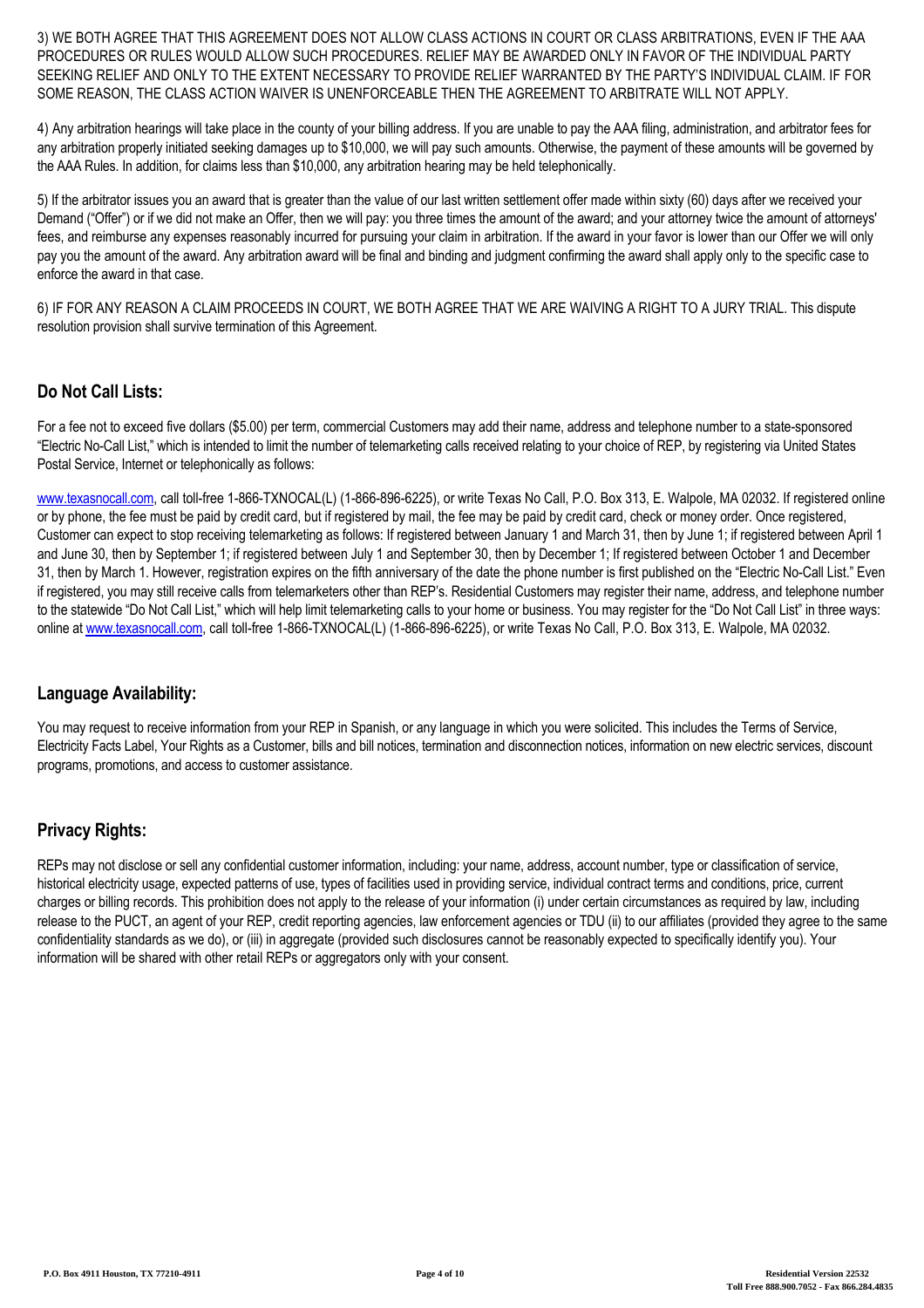3) WE BOTH AGREE THAT THIS AGREEMENT DOES NOT ALLOW CLASS ACTIONS IN COURT OR CLASS ARBITRATIONS, EVEN IF THE AAA PROCEDURES OR RULES WOULD ALLOW SUCH PROCEDURES. RELIEF MAY BE AWARDED ONLY IN FAVOR OF THE INDIVIDUAL PARTY SEEKING RELIEF AND ONLY TO THE EXTENT NECESSARY TO PROVIDE RELIEF WARRANTED BY THE PARTY'S INDIVIDUAL CLAIM. IF FOR SOME REASON, THE CLASS ACTION WAIVER IS UNENFORCEABLE THEN THE AGREEMENT TO ARBITRATE WILL NOT APPLY.

4) Any arbitration hearings will take place in the county of your billing address. If you are unable to pay the AAA filing, administration, and arbitrator fees for any arbitration properly initiated seeking damages up to $10,000, we will pay such amounts. Otherwise, the payment of these amounts will be governed by the AAA Rules. In addition, for claims less than $10,000, any arbitration hearing may be held telephonically.

5) If the arbitrator issues you an award that is greater than the value of our last written settlement offer made within sixty (60) days after we received your Demand ("Offer") or if we did not make an Offer, then we will pay: you three times the amount of the award; and your attorney twice the amount of attorneys' fees, and reimburse any expenses reasonably incurred for pursuing your claim in arbitration. If the award in your favor is lower than our Offer we will only pay you the amount of the award. Any arbitration award will be final and binding and judgment confirming the award shall apply only to the specific case to enforce the award in that case.

6) IF FOR ANY REASON A CLAIM PROCEEDS IN COURT, WE BOTH AGREE THAT WE ARE WAIVING A RIGHT TO A JURY TRIAL. This dispute resolution provision shall survive termination of this Agreement.

## Do Not Call Lists:

For a fee not to exceed five dollars ($5.00) per term, commercial Customers may add their name, address and telephone number to a state-sponsored "Electric No-Call List," which is intended to limit the number of telemarketing calls received relating to your choice of REP, by registering via United States Postal Service, Internet or telephonically as follows:

www.texasnocall.com, call toll-free 1-866-TXNOCAL(L) (1-866-896-6225), or write Texas No Call, P.O. Box 313, E. Walpole, MA 02032. If registered online or by phone, the fee must be paid by credit card, but if registered by mail, the fee may be paid by credit card, check or money order. Once registered, Customer can expect to stop receiving telemarketing as follows: If registered between January 1 and March 31, then by June 1; if registered between April 1 and June 30, then by September 1; if registered between July 1 and September 30, then by December 1; If registered between October 1 and December 31, then by March 1. However, registration expires on the fifth anniversary of the date the phone number is first published on the "Electric No-Call List." Even if registered, you may still receive calls from telemarketers other than REP's. Residential Customers may register their name, address, and telephone number to the statewide "Do Not Call List," which will help limit telemarketing calls to your home or business. You may register for the "Do Not Call List" in three ways: online at www.texasnocall.com, call toll-free 1-866-TXNOCAL(L) (1-866-896-6225), or write Texas No Call, P.O. Box 313, E. Walpole, MA 02032.

## Language Availability:

You may request to receive information from your REP in Spanish, or any language in which you were solicited. This includes the Terms of Service, Electricity Facts Label, Your Rights as a Customer, bills and bill notices, termination and disconnection notices, information on new electric services, discount programs, promotions, and access to customer assistance.

## Privacy Rights:

REPs may not disclose or sell any confidential customer information, including: your name, address, account number, type or classification of service, historical electricity usage, expected patterns of use, types of facilities used in providing service, individual contract terms and conditions, price, current charges or billing records. This prohibition does not apply to the release of your information (i) under certain circumstances as required by law, including release to the PUCT, an agent of your REP, credit reporting agencies, law enforcement agencies or TDU (ii) to our affiliates (provided they agree to the same confidentiality standards as we do), or (iii) in aggregate (provided such disclosures cannot be reasonably expected to specifically identify you). Your information will be shared with other retail REPs or aggregators only with your consent.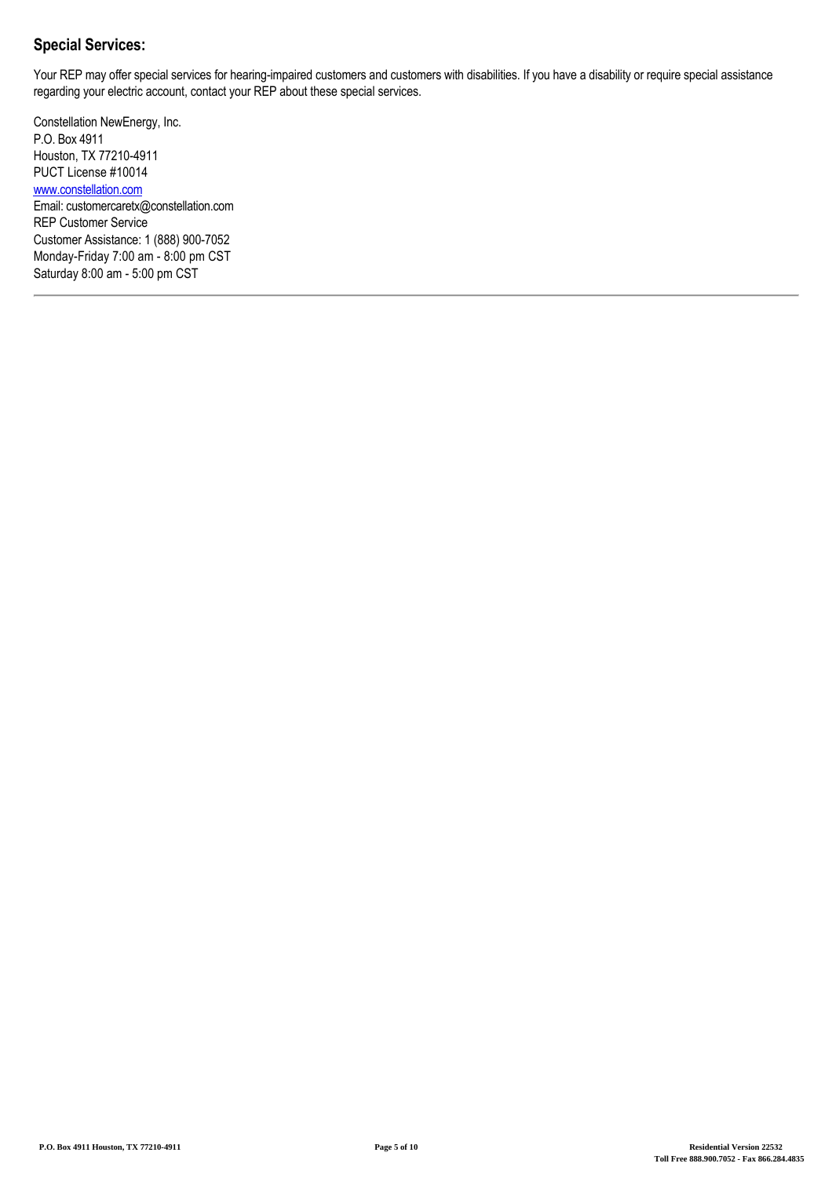## Special Services:

Your REP may offer special services for hearing-impaired customers and customers with disabilities. If you have a disability or require special assistance regarding your electric account, contact your REP about these special services.

Constellation NewEnergy, Inc.
P.O. Box 4911
Houston, TX 77210-4911
PUCT License #10014
[www.constellation.com](http://www.constellation.com)
Email: customercaretx@constellation.com
REP Customer Service
Customer Assistance: 1 (888) 900-7052
Monday-Friday 7:00 am - 8:00 pm CST
Saturday 8:00 am - 5:00 pm CST

---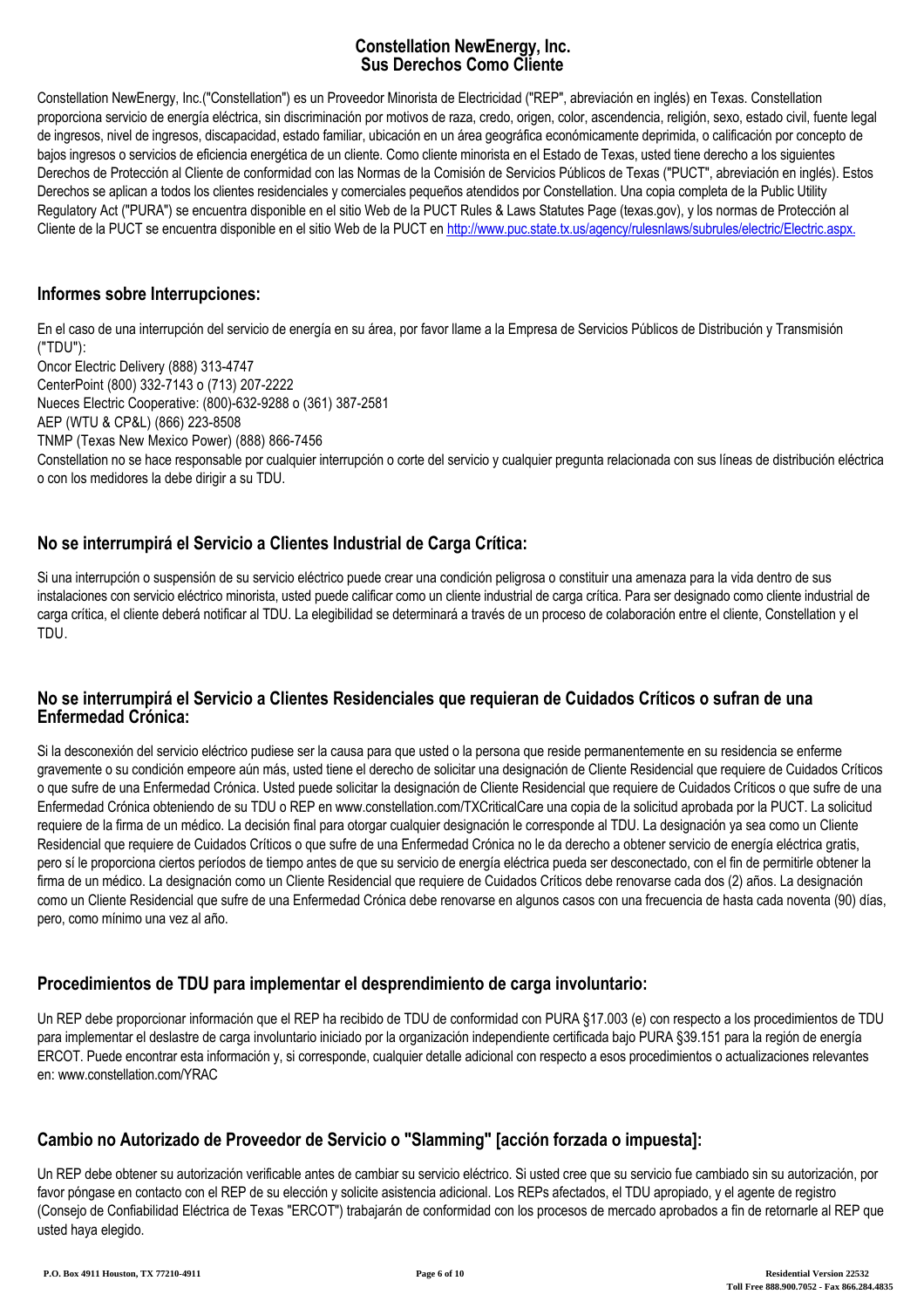# Constellation NewEnergy, Inc.
# Sus Derechos Como Cliente

Constellation NewEnergy, Inc.("Constellation") es un Proveedor Minorista de Electricidad ("REP", abreviación en inglés) en Texas. Constellation proporciona servicio de energía eléctrica, sin discriminación por motivos de raza, credo, origen, color, ascendencia, religión, sexo, estado civil, fuente legal de ingresos, nivel de ingresos, discapacidad, estado familiar, ubicación en un área geográfica económicamente deprimida, o calificación por concepto de bajos ingresos o servicios de eficiencia energética de un cliente. Como cliente minorista en el Estado de Texas, usted tiene derecho a los siguientes Derechos de Protección al Cliente de conformidad con las Normas de la Comisión de Servicios Públicos de Texas ("PUCT", abreviación en inglés). Estos Derechos se aplican a todos los clientes residenciales y comerciales pequeños atendidos por Constellation. Una copia completa de la Public Utility Regulatory Act ("PURA") se encuentra disponible en el sitio Web de la PUCT Rules & Laws Statutes Page (texas.gov), y los normas de Protección al Cliente de la PUCT se encuentra disponible en el sitio Web de la PUCT en http://www.puc.state.tx.us/agency/rulesnlaws/subrules/electric/Electric.aspx.

## Informes sobre Interrupciones:

En el caso de una interrupción del servicio de energía en su área, por favor llame a la Empresa de Servicios Públicos de Distribución y Transmisión ("TDU"):

Oncor Electric Delivery (888) 313-4747
CenterPoint (800) 332-7143 o (713) 207-2222
Nueces Electric Cooperative: (800)-632-9288 o (361) 387-2581
AEP (WTU & CP&L) (866) 223-8508
TNMP (Texas New Mexico Power) (888) 866-7456

Constellation no se hace responsable por cualquier interrupción o corte del servicio y cualquier pregunta relacionada con sus líneas de distribución eléctrica o con los medidores la debe dirigir a su TDU.

## No se interrumpirá el Servicio a Clientes Industrial de Carga Crítica:

Si una interrupción o suspensión de su servicio eléctrico puede crear una condición peligrosa o constituir una amenaza para la vida dentro de sus instalaciones con servicio eléctrico minorista, usted puede calificar como un cliente industrial de carga crítica. Para ser designado como cliente industrial de carga crítica, el cliente deberá notificar al TDU. La elegibilidad se determinará a través de un proceso de colaboración entre el cliente, Constellation y el TDU.

## No se interrumpirá el Servicio a Clientes Residenciales que requieran de Cuidados Críticos o sufran de una Enfermedad Crónica:

Si la desconexión del servicio eléctrico pudiese ser la causa para que usted o la persona que reside permanentemente en su residencia se enferme gravemente o su condición empeore aún más, usted tiene el derecho de solicitar una designación de Cliente Residencial que requiere de Cuidados Críticos o que sufre de una Enfermedad Crónica. Usted puede solicitar la designación de Cliente Residencial que requiere de Cuidados Críticos o que sufre de una Enfermedad Crónica obteniendo de su TDU o REP en www.constellation.com/TXCriticalCare una copia de la solicitud aprobada por la PUCT. La solicitud requiere de la firma de un médico. La decisión final para otorgar cualquier designación le corresponde al TDU. La designación ya sea como un Cliente Residencial que requiere de Cuidados Críticos o que sufre de una Enfermedad Crónica no le da derecho a obtener servicio de energía eléctrica gratis, pero sí le proporciona ciertos períodos de tiempo antes de que su servicio de energía eléctrica pueda ser desconectado, con el fin de permitirle obtener la firma de un médico. La designación como un Cliente Residencial que requiere de Cuidados Críticos debe renovarse cada dos (2) años. La designación como un Cliente Residencial que sufre de una Enfermedad Crónica debe renovarse en algunos casos con una frecuencia de hasta cada noventa (90) días, pero, como mínimo una vez al año.

## Procedimientos de TDU para implementar el desprendimiento de carga involuntario:

Un REP debe proporcionar información que el REP ha recibido de TDU de conformidad con PURA §17.003 (e) con respecto a los procedimientos de TDU para implementar el deslastre de carga involuntario iniciado por la organización independiente certificada bajo PURA §39.151 para la región de energía ERCOT. Puede encontrar esta información y, si corresponde, cualquier detalle adicional con respecto a esos procedimientos o actualizaciones relevantes en: www.constellation.com/YRAC

## Cambio no Autorizado de Proveedor de Servicio o "Slamming" [acción forzada o impuesta]:

Un REP debe obtener su autorización verificable antes de cambiar su servicio eléctrico. Si usted cree que su servicio fue cambiado sin su autorización, por favor póngase en contacto con el REP de su elección y solicite asistencia adicional. Los REPs afectados, el TDU apropiado, y el agente de registro (Consejo de Confiabilidad Eléctrica de Texas "ERCOT") trabajarán de conformidad con los procesos de mercado aprobados a fin de retornarle al REP que usted haya elegido.

P.O. Box 4911 Houston, TX 77210-4911 | Residential Version 22532 | Toll Free 888.900.7052 - Fax 866.284.4835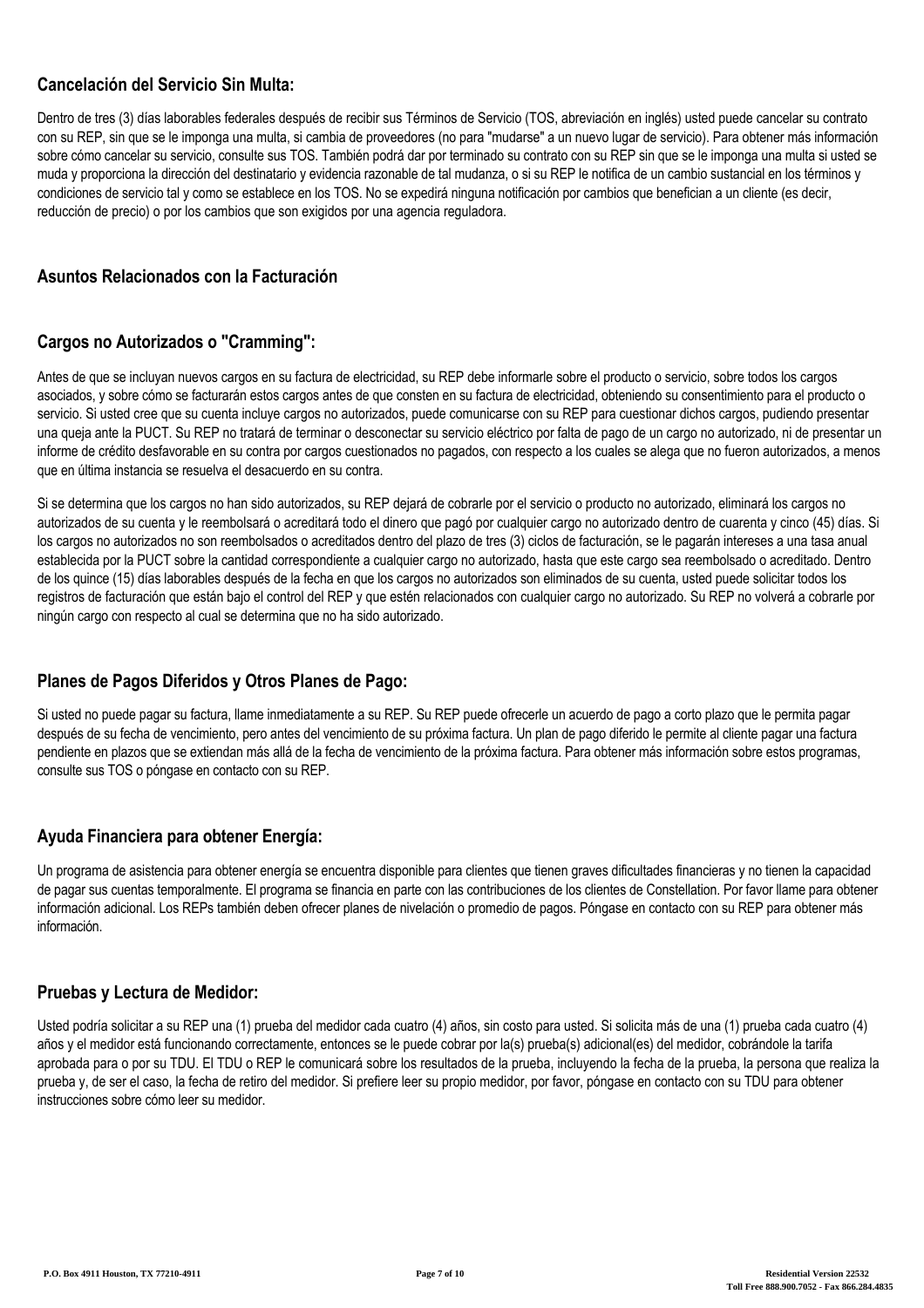## Cancelación del Servicio Sin Multa:

Dentro de tres (3) días laborables federales después de recibir sus Términos de Servicio (TOS, abreviación en inglés) usted puede cancelar su contrato con su REP, sin que se le imponga una multa, si cambia de proveedores (no para "mudarse" a un nuevo lugar de servicio). Para obtener más información sobre cómo cancelar su servicio, consulte sus TOS. También podrá dar por terminado su contrato con su REP sin que se le imponga una multa si usted se muda y proporciona la dirección del destinatario y evidencia razonable de tal mudanza, o si su REP le notifica de un cambio sustancial en los términos y condiciones de servicio tal y como se establece en los TOS. No se expedirá ninguna notificación por cambios que benefician a un cliente (es decir, reducción de precio) o por los cambios que son exigidos por una agencia reguladora.

## Asuntos Relacionados con la Facturación

## Cargos no Autorizados o "Cramming":

Antes de que se incluyan nuevos cargos en su factura de electricidad, su REP debe informarle sobre el producto o servicio, sobre todos los cargos asociados, y sobre cómo se facturarán estos cargos antes de que consten en su factura de electricidad, obteniendo su consentimiento para el producto o servicio. Si usted cree que su cuenta incluye cargos no autorizados, puede comunicarse con su REP para cuestionar dichos cargos, pudiendo presentar una queja ante la PUCT. Su REP no tratará de terminar o desconectar su servicio eléctrico por falta de pago de un cargo no autorizado, ni de presentar un informe de crédito desfavorable en su contra por cargos cuestionados no pagados, con respecto a los cuales se alega que no fueron autorizados, a menos que en última instancia se resuelva el desacuerdo en su contra.

Si se determina que los cargos no han sido autorizados, su REP dejará de cobrarle por el servicio o producto no autorizado, eliminará los cargos no autorizados de su cuenta y le reembolsará o acreditará todo el dinero que pagó por cualquier cargo no autorizado dentro de cuarenta y cinco (45) días. Si los cargos no autorizados no son reembolsados o acreditados dentro del plazo de tres (3) ciclos de facturación, se le pagarán intereses a una tasa anual establecida por la PUCT sobre la cantidad correspondiente a cualquier cargo no autorizado, hasta que este cargo sea reembolsado o acreditado. Dentro de los quince (15) días laborables después de la fecha en que los cargos no autorizados son eliminados de su cuenta, usted puede solicitar todos los registros de facturación que están bajo el control del REP y que estén relacionados con cualquier cargo no autorizado. Su REP no volverá a cobrarle por ningún cargo con respecto al cual se determina que no ha sido autorizado.

## Planes de Pagos Diferidos y Otros Planes de Pago:

Si usted no puede pagar su factura, llame inmediatamente a su REP. Su REP puede ofrecerle un acuerdo de pago a corto plazo que le permita pagar después de su fecha de vencimiento, pero antes del vencimiento de su próxima factura. Un plan de pago diferido le permite al cliente pagar una factura pendiente en plazos que se extiendan más allá de la fecha de vencimiento de la próxima factura. Para obtener más información sobre estos programas, consulte sus TOS o póngase en contacto con su REP.

## Ayuda Financiera para obtener Energía:

Un programa de asistencia para obtener energía se encuentra disponible para clientes que tienen graves dificultades financieras y no tienen la capacidad de pagar sus cuentas temporalmente. El programa se financia en parte con las contribuciones de los clientes de Constellation. Por favor llame para obtener información adicional. Los REPs también deben ofrecer planes de nivelación o promedio de pagos. Póngase en contacto con su REP para obtener más información.

## Pruebas y Lectura de Medidor:

Usted podría solicitar a su REP una (1) prueba del medidor cada cuatro (4) años, sin costo para usted. Si solicita más de una (1) prueba cada cuatro (4) años y el medidor está funcionando correctamente, entonces se le puede cobrar por la(s) prueba(s) adicional(es) del medidor, cobrándole la tarifa aprobada para o por su TDU. El TDU o REP le comunicará sobre los resultados de la prueba, incluyendo la fecha de la prueba, la persona que realiza la prueba y, de ser el caso, la fecha de retiro del medidor. Si prefiere leer su propio medidor, por favor, póngase en contacto con su TDU para obtener instrucciones sobre cómo leer su medidor.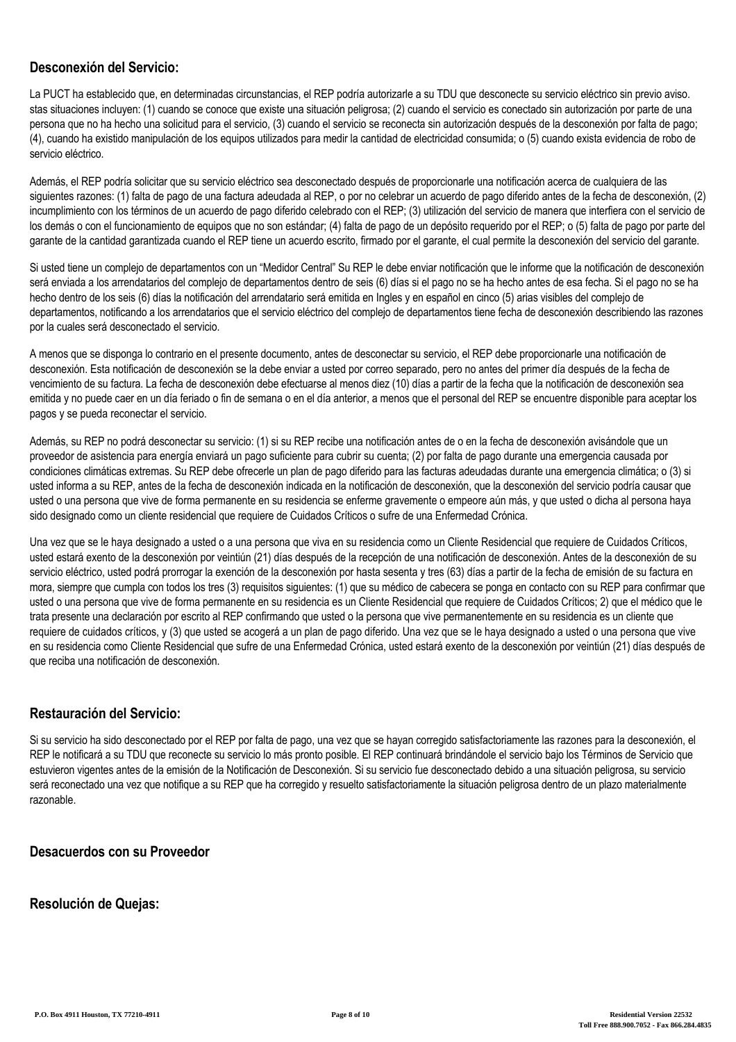## Desconexión del Servicio:

La PUCT ha establecido que, en determinadas circunstancias, el REP podría autorizarle a su TDU que desconecte su servicio eléctrico sin previo aviso. stas situaciones incluyen: (1) cuando se conoce que existe una situación peligrosa; (2) cuando el servicio es conectado sin autorización por parte de una persona que no ha hecho una solicitud para el servicio, (3) cuando el servicio se reconecta sin autorización después de la desconexión por falta de pago; (4), cuando ha existido manipulación de los equipos utilizados para medir la cantidad de electricidad consumida; o (5) cuando exista evidencia de robo de servicio eléctrico.

Además, el REP podría solicitar que su servicio eléctrico sea desconectado después de proporcionarle una notificación acerca de cualquiera de las siguientes razones: (1) falta de pago de una factura adeudada al REP, o por no celebrar un acuerdo de pago diferido antes de la fecha de desconexión, (2) incumplimiento con los términos de un acuerdo de pago diferido celebrado con el REP; (3) utilización del servicio de manera que interfiera con el servicio de los demás o con el funcionamiento de equipos que no son estándar; (4) falta de pago de un depósito requerido por el REP; o (5) falta de pago por parte del garante de la cantidad garantizada cuando el REP tiene un acuerdo escrito, firmado por el garante, el cual permite la desconexión del servicio del garante.

Si usted tiene un complejo de departamentos con un "Medidor Central" Su REP le debe enviar notificación que le informe que la notificación de desconexión será enviada a los arrendatarios del complejo de departamentos dentro de seis (6) días si el pago no se ha hecho antes de esa fecha. Si el pago no se ha hecho dentro de los seis (6) días la notificación del arrendatario será emitida en Ingles y en español en cinco (5) arias visibles del complejo de departamentos, notificando a los arrendatarios que el servicio eléctrico del complejo de departamentos tiene fecha de desconexión describiendo las razones por la cuales será desconectado el servicio.

A menos que se disponga lo contrario en el presente documento, antes de desconectar su servicio, el REP debe proporcionarle una notificación de desconexión. Esta notificación de desconexión se la debe enviar a usted por correo separado, pero no antes del primer día después de la fecha de vencimiento de su factura. La fecha de desconexión debe efectuarse al menos diez (10) días a partir de la fecha que la notificación de desconexión sea emitida y no puede caer en un día feriado o fin de semana o en el día anterior, a menos que el personal del REP se encuentre disponible para aceptar los pagos y se pueda reconectar el servicio.

Además, su REP no podrá desconectar su servicio: (1) si su REP recibe una notificación antes de o en la fecha de desconexión avisándole que un proveedor de asistencia para energía enviará un pago suficiente para cubrir su cuenta; (2) por falta de pago durante una emergencia causada por condiciones climáticas extremas. Su REP debe ofrecerle un plan de pago diferido para las facturas adeudadas durante una emergencia climática; o (3) si usted informa a su REP, antes de la fecha de desconexión indicada en la notificación de desconexión, que la desconexión del servicio podría causar que usted o una persona que vive de forma permanente en su residencia se enferme gravemente o empeore aún más, y que usted o dicha al persona haya sido designado como un cliente residencial que requiere de Cuidados Críticos o sufre de una Enfermedad Crónica.

Una vez que se le haya designado a usted o a una persona que viva en su residencia como un Cliente Residencial que requiere de Cuidados Críticos, usted estará exento de la desconexión por veintiún (21) días después de la recepción de una notificación de desconexión. Antes de la desconexión de su servicio eléctrico, usted podrá prorrogar la exención de la desconexión por hasta sesenta y tres (63) días a partir de la fecha de emisión de su factura en mora, siempre que cumpla con todos los tres (3) requisitos siguientes: (1) que su médico de cabecera se ponga en contacto con su REP para confirmar que usted o una persona que vive de forma permanente en su residencia es un Cliente Residencial que requiere de Cuidados Críticos; 2) que el médico que le trata presente una declaración por escrito al REP confirmando que usted o la persona que vive permanentemente en su residencia es un cliente que requiere de cuidados críticos, y (3) que usted se acogerá a un plan de pago diferido. Una vez que se le haya designado a usted o una persona que vive en su residencia como Cliente Residencial que sufre de una Enfermedad Crónica, usted estará exento de la desconexión por veintiún (21) días después de que reciba una notificación de desconexión.

## Restauración del Servicio:

Si su servicio ha sido desconectado por el REP por falta de pago, una vez que se hayan corregido satisfactoriamente las razones para la desconexión, el REP le notificará a su TDU que reconecte su servicio lo más pronto posible. El REP continuará brindándole el servicio bajo los Términos de Servicio que estuvieron vigentes antes de la emisión de la Notificación de Desconexión. Si su servicio fue desconectado debido a una situación peligrosa, su servicio será reconectado una vez que notifique a su REP que ha corregido y resuelto satisfactoriamente la situación peligrosa dentro de un plazo materialmente razonable.

## Desacuerdos con su Proveedor

## Resolución de Quejas: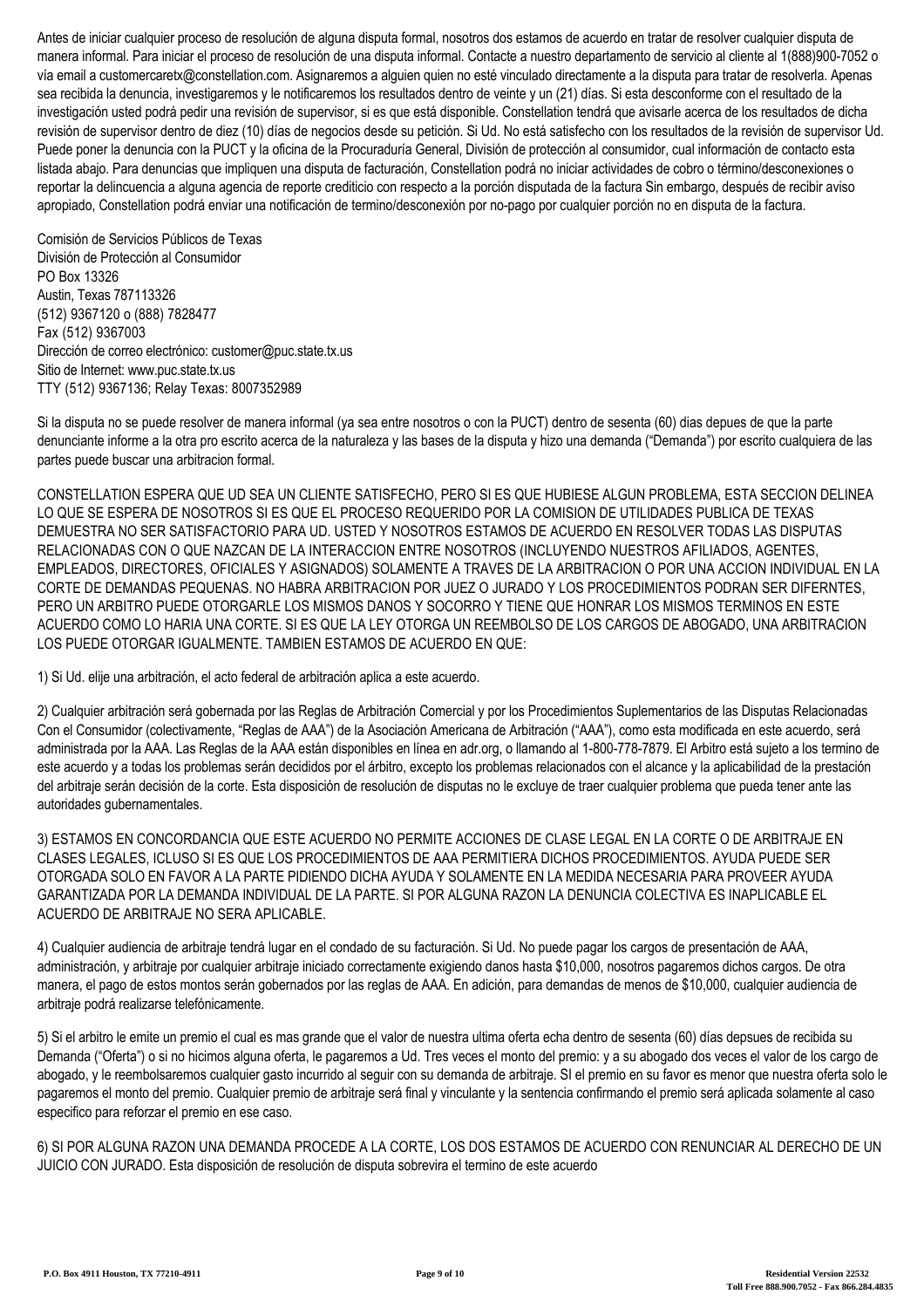Antes de iniciar cualquier proceso de resolución de alguna disputa formal, nosotros dos estamos de acuerdo en tratar de resolver cualquier disputa de manera informal. Para iniciar el proceso de resolución de una disputa informal. Contacte a nuestro departamento de servicio al cliente al 1(888)900-7052 o vía email a customercaretx@constellation.com. Asignaremos a alguien quien no esté vinculado directamente a la disputa para tratar de resolverla. Apenas sea recibida la denuncia, investigaremos y le notificaremos los resultados dentro de veinte y un (21) días. Si esta desconforme con el resultado de la investigación usted podrá pedir una revisión de supervisor, si es que está disponible. Constellation tendrá que avisarle acerca de los resultados de dicha revisión de supervisor dentro de diez (10) días de negocios desde su petición. Si Ud. No está satisfecho con los resultados de la revisión de supervisor Ud. Puede poner la denuncia con la PUCT y la oficina de la Procuraduría General, División de protección al consumidor, cual información de contacto esta listada abajo. Para denuncias que impliquen una disputa de facturación, Constellation podrá no iniciar actividades de cobro o término/desconexiones o reportar la delincuencia a alguna agencia de reporte crediticio con respecto a la porción disputada de la factura Sin embargo, después de recibir aviso apropiado, Constellation podrá enviar una notificación de termino/desconexión por no-pago por cualquier porción no en disputa de la factura.

Comisión de Servicios Públicos de Texas
División de Protección al Consumidor
PO Box 13326
Austin, Texas 787113326
(512) 9367120 o (888) 7828477
Fax (512) 9367003
Dirección de correo electrónico: customer@puc.state.tx.us
Sitio de Internet: www.puc.state.tx.us
TTY (512) 9367136; Relay Texas: 8007352989

Si la disputa no se puede resolver de manera informal (ya sea entre nosotros o con la PUCT) dentro de sesenta (60) dias depues de que la parte denunciante informe a la otra pro escrito acerca de la naturaleza y las bases de la disputa y hizo una demanda ("Demanda") por escrito cualquiera de las partes puede buscar una arbitracion formal.

CONSTELLATION ESPERA QUE UD SEA UN CLIENTE SATISFECHO, PERO SI ES QUE HUBIESE ALGUN PROBLEMA, ESTA SECCION DELINEA LO QUE SE ESPERA DE NOSOTROS SI ES QUE EL PROCESO REQUERIDO POR LA COMISION DE UTILIDADES PUBLICA DE TEXAS DEMUESTRA NO SER SATISFACTORIO PARA UD. USTED Y NOSOTROS ESTAMOS DE ACUERDO EN RESOLVER TODAS LAS DISPUTAS RELACIONADAS CON O QUE NAZCAN DE LA INTERACCION ENTRE NOSOTROS (INCLUYENDO NUESTROS AFILIADOS, AGENTES, EMPLEADOS, DIRECTORES, OFICIALES Y ASIGNADOS) SOLAMENTE A TRAVES DE LA ARBITRACION O POR UNA ACCION INDIVIDUAL EN LA CORTE DE DEMANDAS PEQUENAS. NO HABRA ARBITRACION POR JUEZ O JURADO Y LOS PROCEDIMIENTOS PODRAN SER DIFERNTES, PERO UN ARBITRO PUEDE OTORGARLE LOS MISMOS DANOS Y SOCORRO Y TIENE QUE HONRAR LOS MISMOS TERMINOS EN ESTE ACUERDO COMO LO HARIA UNA CORTE. SI ES QUE LA LEY OTORGA UN REEMBOLSO DE LOS CARGOS DE ABOGADO, UNA ARBITRACION LOS PUEDE OTORGAR IGUALMENTE. TAMBIEN ESTAMOS DE ACUERDO EN QUE:

1) Si Ud. elije una arbitración, el acto federal de arbitración aplica a este acuerdo.

2) Cualquier arbitración será gobernada por las Reglas de Arbitración Comercial y por los Procedimientos Suplementarios de las Disputas Relacionadas Con el Consumidor (colectivamente, "Reglas de AAA") de la Asociación Americana de Arbitración ("AAA"), como esta modificada en este acuerdo, será administrada por la AAA. Las Reglas de la AAA están disponibles en línea en adr.org, o llamando al 1-800-778-7879. El Arbitro está sujeto a los termino de este acuerdo y a todas los problemas serán decididos por el árbitro, excepto los problemas relacionados con el alcance y la aplicabilidad de la prestación del arbitraje serán decisión de la corte. Esta disposición de resolución de disputas no le excluye de traer cualquier problema que pueda tener ante las autoridades gubernamentales.

3) ESTAMOS EN CONCORDANCIA QUE ESTE ACUERDO NO PERMITE ACCIONES DE CLASE LEGAL EN LA CORTE O DE ARBITRAJE EN CLASES LEGALES, ICLUSO SI ES QUE LOS PROCEDIMIENTOS DE AAA PERMITIERA DICHOS PROCEDIMIENTOS. AYUDA PUEDE SER OTORGADA SOLO EN FAVOR A LA PARTE PIDIENDO DICHA AYUDA Y SOLAMENTE EN LA MEDIDA NECESARIA PARA PROVEER AYUDA GARANTIZADA POR LA DEMANDA INDIVIDUAL DE LA PARTE. SI POR ALGUNA RAZON LA DENUNCIA COLECTIVA ES INAPLICABLE EL ACUERDO DE ARBITRAJE NO SERA APLICABLE.

4) Cualquier audiencia de arbitraje tendrá lugar en el condado de su facturación. Si Ud. No puede pagar los cargos de presentación de AAA, administración, y arbitraje por cualquier arbitraje iniciado correctamente exigiendo danos hasta $10,000, nosotros pagaremos dichos cargos. De otra manera, el pago de estos montos serán gobernados por las reglas de AAA. En adición, para demandas de menos de $10,000, cualquier audiencia de arbitraje podrá realizarse telefónicamente.

5) Si el arbitro le emite un premio el cual es mas grande que el valor de nuestra ultima oferta echa dentro de sesenta (60) días depsues de recibida su Demanda ("Oferta") o si no hicimos alguna oferta, le pagaremos a Ud. Tres veces el monto del premio: y a su abogado dos veces el valor de los cargo de abogado, y le reembolsaremos cualquier gasto incurrido al seguir con su demanda de arbitraje. SI el premio en su favor es menor que nuestra oferta solo le pagaremos el monto del premio. Cualquier premio de arbitraje será final y vinculante y la sentencia confirmando el premio será aplicada solamente al caso especifico para reforzar el premio en ese caso.

6) SI POR ALGUNA RAZON UNA DEMANDA PROCEDE A LA CORTE, LOS DOS ESTAMOS DE ACUERDO CON RENUNCIAR AL DERECHO DE UN JUICIO CON JURADO. Esta disposición de resolución de disputa sobrevira el termino de este acuerdo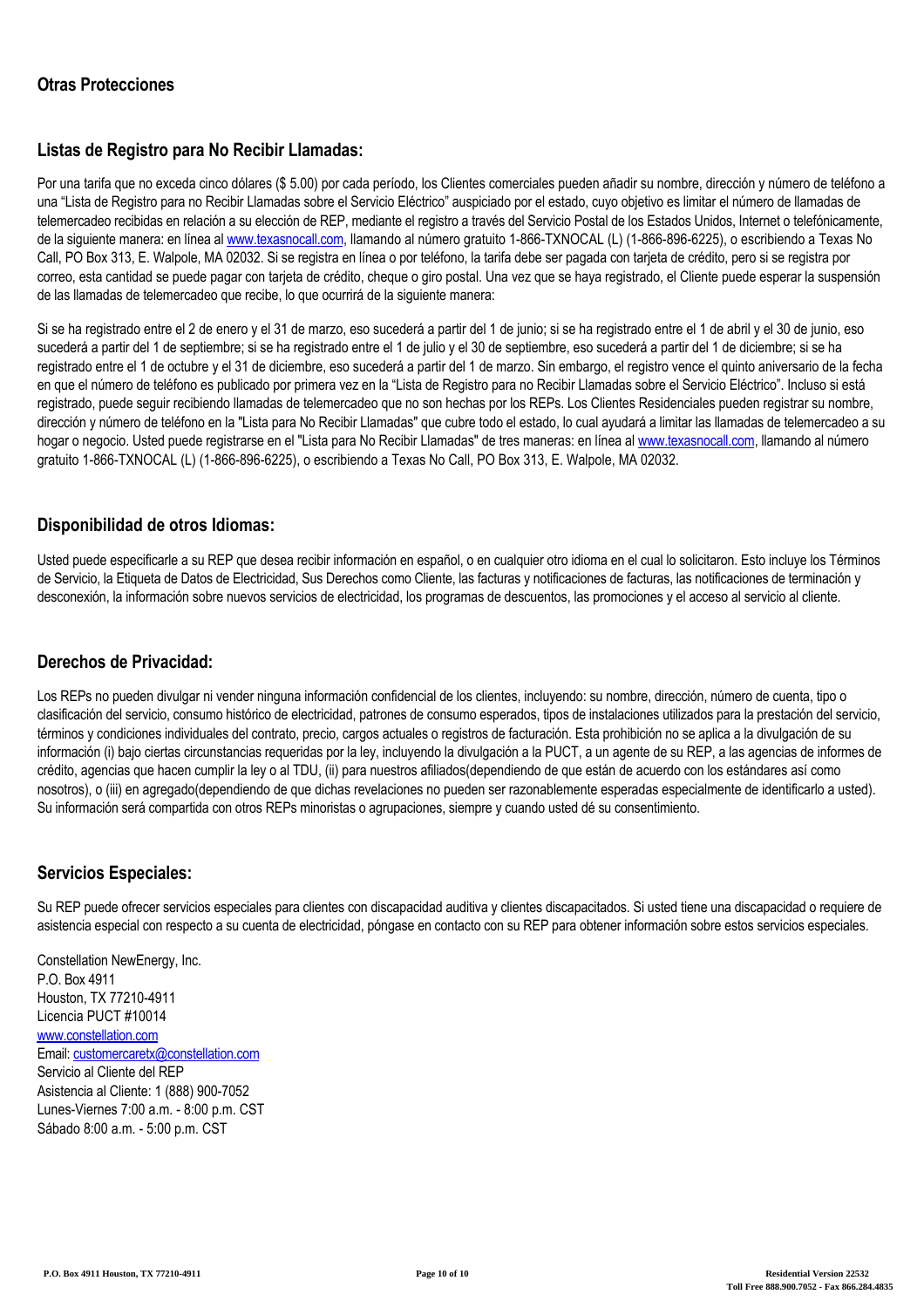## Otras Protecciones

### Listas de Registro para No Recibir Llamadas:

Por una tarifa que no exceda cinco dólares ($ 5.00) por cada período, los Clientes comerciales pueden añadir su nombre, dirección y número de teléfono a una "Lista de Registro para no Recibir Llamadas sobre el Servicio Eléctrico" auspiciado por el estado, cuyo objetivo es limitar el número de llamadas de telemercadeo recibidas en relación a su elección de REP, mediante el registro a través del Servicio Postal de los Estados Unidos, Internet o telefónicamente, de la siguiente manera: en línea al www.texasnocall.com, llamando al número gratuito 1-866-TXNOCAL (L) (1-866-896-6225), o escribiendo a Texas No Call, PO Box 313, E. Walpole, MA 02032. Si se registra en línea o por teléfono, la tarifa debe ser pagada con tarjeta de crédito, pero si se registra por correo, esta cantidad se puede pagar con tarjeta de crédito, cheque o giro postal. Una vez que se haya registrado, el Cliente puede esperar la suspensión de las llamadas de telemercadeo que recibe, lo que ocurrirá de la siguiente manera:

Si se ha registrado entre el 2 de enero y el 31 de marzo, eso sucederá a partir del 1 de junio; si se ha registrado entre el 1 de abril y el 30 de junio, eso sucederá a partir del 1 de septiembre; si se ha registrado entre el 1 de julio y el 30 de septiembre, eso sucederá a partir del 1 de diciembre; si se ha registrado entre el 1 de octubre y el 31 de diciembre, eso sucederá a partir del 1 de marzo. Sin embargo, el registro vence el quinto aniversario de la fecha en que el número de teléfono es publicado por primera vez en la "Lista de Registro para no Recibir Llamadas sobre el Servicio Eléctrico". Incluso si está registrado, puede seguir recibiendo llamadas de telemercadeo que no son hechas por los REPs. Los Clientes Residenciales pueden registrar su nombre, dirección y número de teléfono en la "Lista para No Recibir Llamadas" que cubre todo el estado, lo cual ayudará a limitar las llamadas de telemercadeo a su hogar o negocio. Usted puede registrarse en el "Lista para No Recibir Llamadas" de tres maneras: en línea al www.texasnocall.com, llamando al número gratuito 1-866-TXNOCAL (L) (1-866-896-6225), o escribiendo a Texas No Call, PO Box 313, E. Walpole, MA 02032.

### Disponibilidad de otros Idiomas:

Usted puede especificarle a su REP que desea recibir información en español, o en cualquier otro idioma en el cual lo solicitaron. Esto incluye los Términos de Servicio, la Etiqueta de Datos de Electricidad, Sus Derechos como Cliente, las facturas y notificaciones de facturas, las notificaciones de terminación y desconexión, la información sobre nuevos servicios de electricidad, los programas de descuentos, las promociones y el acceso al servicio al cliente.

### Derechos de Privacidad:

Los REPs no pueden divulgar ni vender ninguna información confidencial de los clientes, incluyendo: su nombre, dirección, número de cuenta, tipo o clasificación del servicio, consumo histórico de electricidad, patrones de consumo esperados, tipos de instalaciones utilizados para la prestación del servicio, términos y condiciones individuales del contrato, precio, cargos actuales o registros de facturación. Esta prohibición no se aplica a la divulgación de su información (i) bajo ciertas circunstancias requeridas por la ley, incluyendo la divulgación a la PUCT, a un agente de su REP, a las agencias de informes de crédito, agencias que hacen cumplir la ley o al TDU, (ii) para nuestros afiliados(dependiendo de que están de acuerdo con los estándares así como nosotros), o (iii) en agregado(dependiendo de que dichas revelaciones no pueden ser razonablemente esperadas especialmente de identificarlo a usted). Su información será compartida con otros REPs minoristas o agrupaciones, siempre y cuando usted dé su consentimiento.

### Servicios Especiales:

Su REP puede ofrecer servicios especiales para clientes con discapacidad auditiva y clientes discapacitados. Si usted tiene una discapacidad o requiere de asistencia especial con respecto a su cuenta de electricidad, póngase en contacto con su REP para obtener información sobre estos servicios especiales.

Constellation NewEnergy, Inc.
P.O. Box 4911
Houston, TX 77210-4911
Licencia PUCT #10014
www.constellation.com
Email: customercaretx@constellation.com
Servicio al Cliente del REP
Asistencia al Cliente: 1 (888) 900-7052
Lunes-Viernes 7:00 a.m. - 8:00 p.m. CST
Sábado 8:00 a.m. - 5:00 p.m. CST